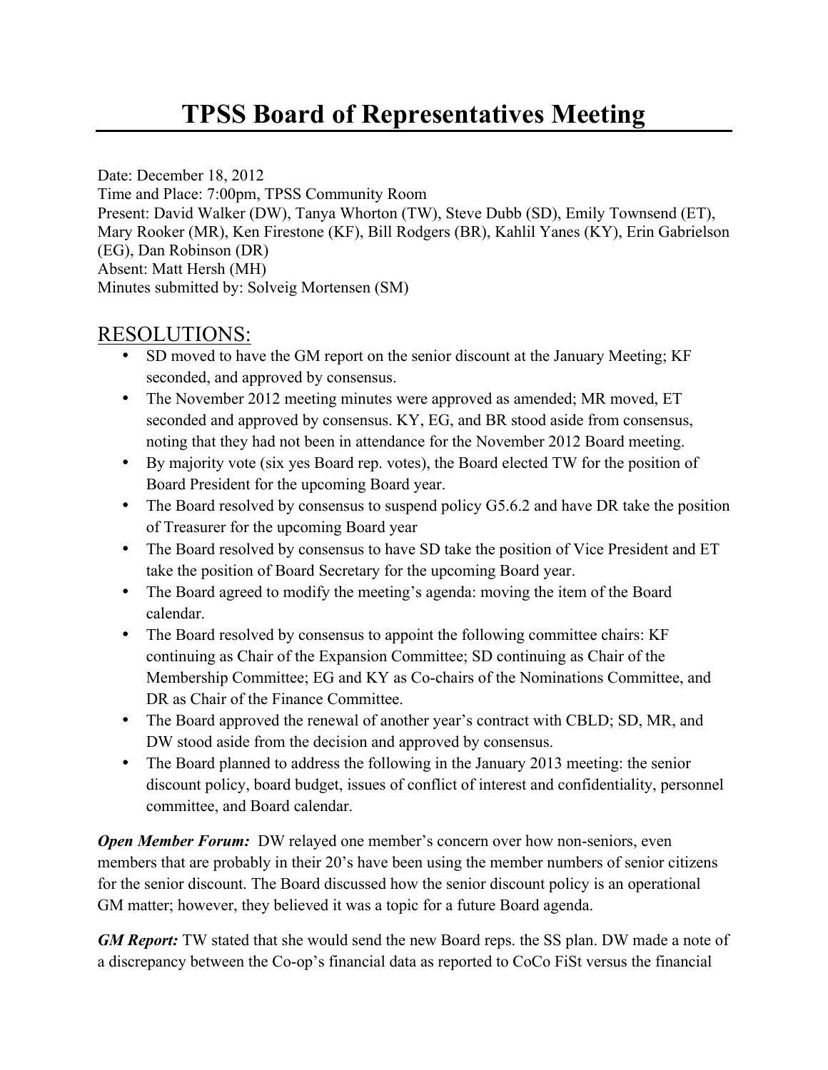# TPSS Board of Representatives Meeting

Date: December 18, 2012
Time and Place: 7:00pm, TPSS Community Room
Present: David Walker (DW), Tanya Whorton (TW), Steve Dubb (SD), Emily Townsend (ET), Mary Rooker (MR), Ken Firestone (KF), Bill Rodgers (BR), Kahlil Yanes (KY), Erin Gabrielson (EG), Dan Robinson (DR)
Absent: Matt Hersh (MH)
Minutes submitted by: Solveig Mortensen (SM)

## RESOLUTIONS:

- SD moved to have the GM report on the senior discount at the January Meeting; KF seconded, and approved by consensus.
- The November 2012 meeting minutes were approved as amended; MR moved, ET seconded and approved by consensus. KY, EG, and BR stood aside from consensus, noting that they had not been in attendance for the November 2012 Board meeting.
- By majority vote (six yes Board rep. votes), the Board elected TW for the position of Board President for the upcoming Board year.
- The Board resolved by consensus to suspend policy G5.6.2 and have DR take the position of Treasurer for the upcoming Board year
- The Board resolved by consensus to have SD take the position of Vice President and ET take the position of Board Secretary for the upcoming Board year.
- The Board agreed to modify the meeting's agenda: moving the item of the Board calendar.
- The Board resolved by consensus to appoint the following committee chairs: KF continuing as Chair of the Expansion Committee; SD continuing as Chair of the Membership Committee; EG and KY as Co-chairs of the Nominations Committee, and DR as Chair of the Finance Committee.
- The Board approved the renewal of another year's contract with CBLD; SD, MR, and DW stood aside from the decision and approved by consensus.
- The Board planned to address the following in the January 2013 meeting: the senior discount policy, board budget, issues of conflict of interest and confidentiality, personnel committee, and Board calendar.

***Open Member Forum:*** DW relayed one member's concern over how non-seniors, even members that are probably in their 20's have been using the member numbers of senior citizens for the senior discount. The Board discussed how the senior discount policy is an operational GM matter; however, they believed it was a topic for a future Board agenda.

***GM Report:*** TW stated that she would send the new Board reps. the SS plan. DW made a note of a discrepancy between the Co-op's financial data as reported to CoCo FiSt versus the financial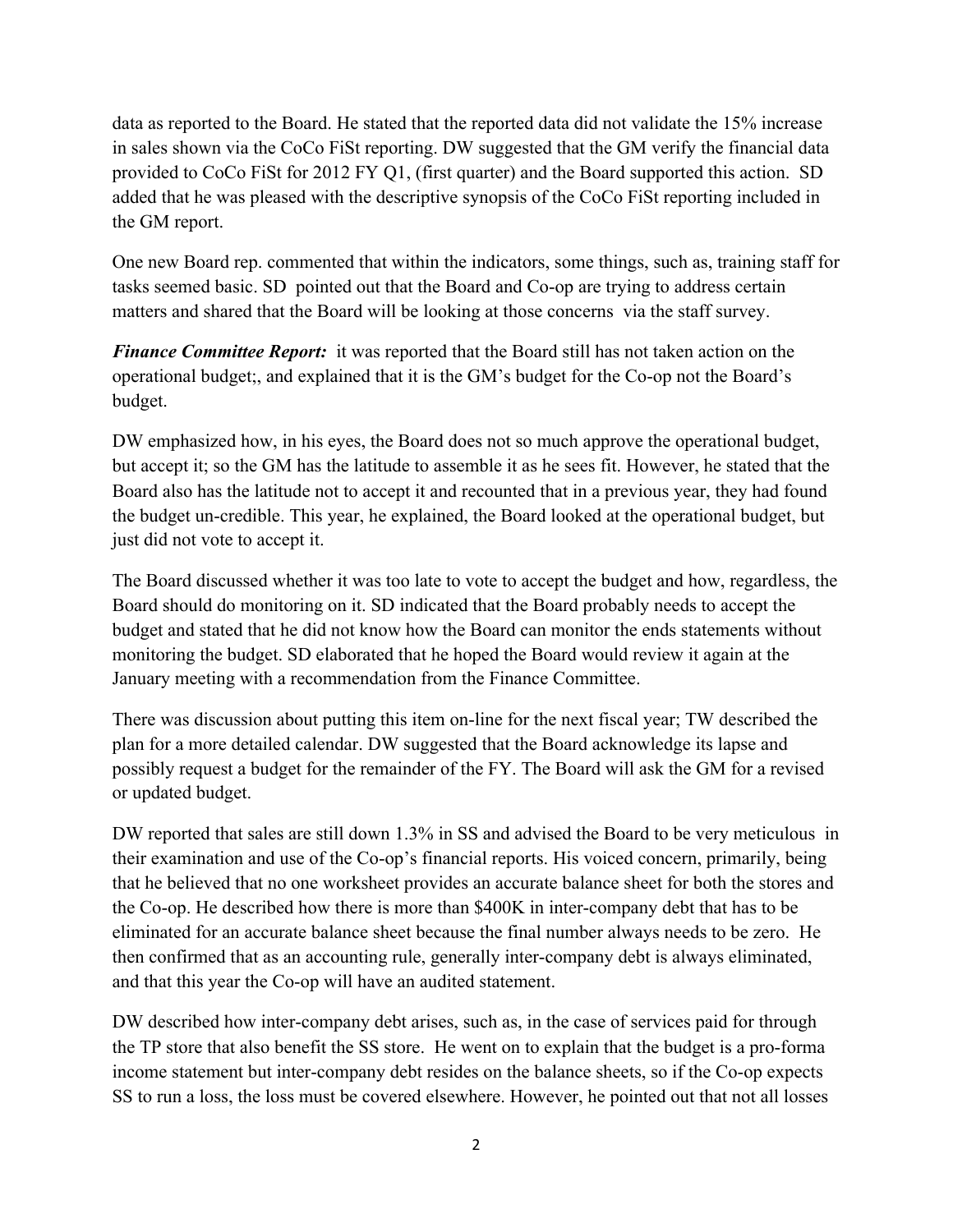data as reported to the Board. He stated that the reported data did not validate the 15% increase in sales shown via the CoCo FiSt reporting. DW suggested that the GM verify the financial data provided to CoCo FiSt for 2012 FY Q1, (first quarter) and the Board supported this action. SD added that he was pleased with the descriptive synopsis of the CoCo FiSt reporting included in the GM report.

One new Board rep. commented that within the indicators, some things, such as, training staff for tasks seemed basic. SD pointed out that the Board and Co-op are trying to address certain matters and shared that the Board will be looking at those concerns via the staff survey.

***Finance Committee Report:*** it was reported that the Board still has not taken action on the operational budget;, and explained that it is the GM's budget for the Co-op not the Board's budget.

DW emphasized how, in his eyes, the Board does not so much approve the operational budget, but accept it; so the GM has the latitude to assemble it as he sees fit. However, he stated that the Board also has the latitude not to accept it and recounted that in a previous year, they had found the budget un-credible. This year, he explained, the Board looked at the operational budget, but just did not vote to accept it.

The Board discussed whether it was too late to vote to accept the budget and how, regardless, the Board should do monitoring on it. SD indicated that the Board probably needs to accept the budget and stated that he did not know how the Board can monitor the ends statements without monitoring the budget. SD elaborated that he hoped the Board would review it again at the January meeting with a recommendation from the Finance Committee.

There was discussion about putting this item on-line for the next fiscal year; TW described the plan for a more detailed calendar. DW suggested that the Board acknowledge its lapse and possibly request a budget for the remainder of the FY. The Board will ask the GM for a revised or updated budget.

DW reported that sales are still down 1.3% in SS and advised the Board to be very meticulous in their examination and use of the Co-op's financial reports. His voiced concern, primarily, being that he believed that no one worksheet provides an accurate balance sheet for both the stores and the Co-op. He described how there is more than $400K in inter-company debt that has to be eliminated for an accurate balance sheet because the final number always needs to be zero. He then confirmed that as an accounting rule, generally inter-company debt is always eliminated, and that this year the Co-op will have an audited statement.

DW described how inter-company debt arises, such as, in the case of services paid for through the TP store that also benefit the SS store. He went on to explain that the budget is a pro-forma income statement but inter-company debt resides on the balance sheets, so if the Co-op expects SS to run a loss, the loss must be covered elsewhere. However, he pointed out that not all losses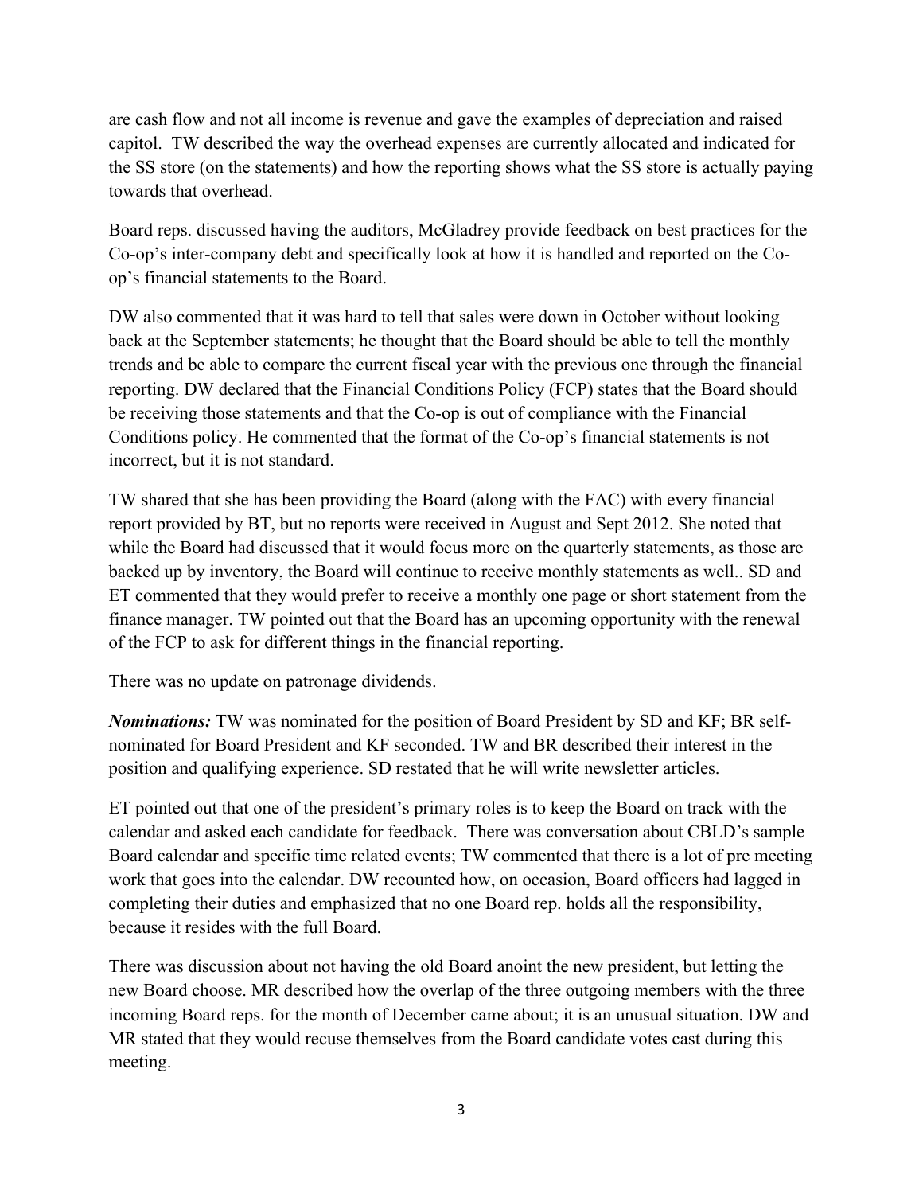are cash flow and not all income is revenue and gave the examples of depreciation and raised capitol. TW described the way the overhead expenses are currently allocated and indicated for the SS store (on the statements) and how the reporting shows what the SS store is actually paying towards that overhead.

Board reps. discussed having the auditors, McGladrey provide feedback on best practices for the Co-op's inter-company debt and specifically look at how it is handled and reported on the Co-op's financial statements to the Board.

DW also commented that it was hard to tell that sales were down in October without looking back at the September statements; he thought that the Board should be able to tell the monthly trends and be able to compare the current fiscal year with the previous one through the financial reporting. DW declared that the Financial Conditions Policy (FCP) states that the Board should be receiving those statements and that the Co-op is out of compliance with the Financial Conditions policy. He commented that the format of the Co-op's financial statements is not incorrect, but it is not standard.

TW shared that she has been providing the Board (along with the FAC) with every financial report provided by BT, but no reports were received in August and Sept 2012. She noted that while the Board had discussed that it would focus more on the quarterly statements, as those are backed up by inventory, the Board will continue to receive monthly statements as well.. SD and ET commented that they would prefer to receive a monthly one page or short statement from the finance manager. TW pointed out that the Board has an upcoming opportunity with the renewal of the FCP to ask for different things in the financial reporting.

There was no update on patronage dividends.

***Nominations:*** TW was nominated for the position of Board President by SD and KF; BR self-nominated for Board President and KF seconded. TW and BR described their interest in the position and qualifying experience. SD restated that he will write newsletter articles.

ET pointed out that one of the president's primary roles is to keep the Board on track with the calendar and asked each candidate for feedback. There was conversation about CBLD's sample Board calendar and specific time related events; TW commented that there is a lot of pre meeting work that goes into the calendar. DW recounted how, on occasion, Board officers had lagged in completing their duties and emphasized that no one Board rep. holds all the responsibility, because it resides with the full Board.

There was discussion about not having the old Board anoint the new president, but letting the new Board choose. MR described how the overlap of the three outgoing members with the three incoming Board reps. for the month of December came about; it is an unusual situation. DW and MR stated that they would recuse themselves from the Board candidate votes cast during this meeting.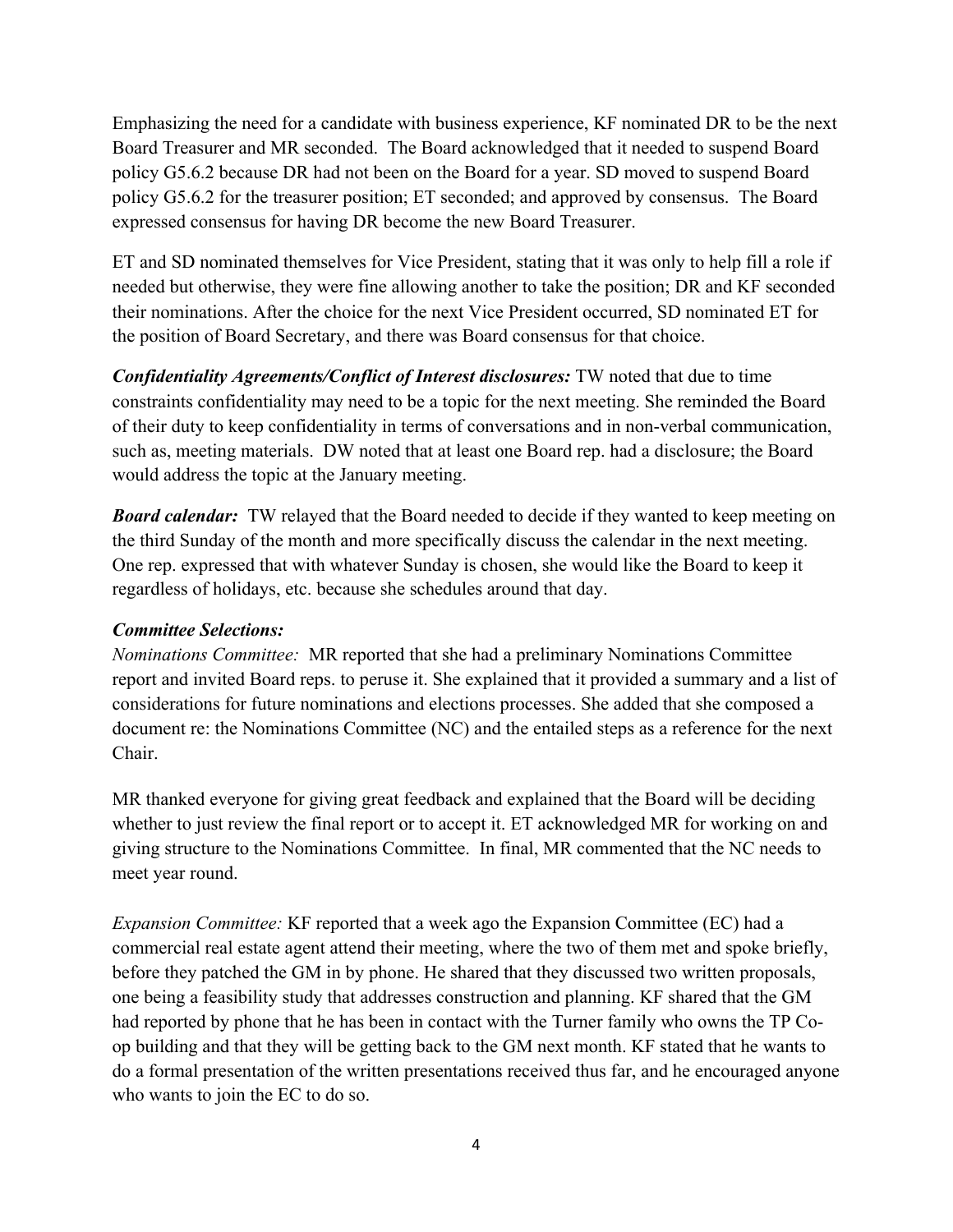Emphasizing the need for a candidate with business experience, KF nominated DR to be the next Board Treasurer and MR seconded. The Board acknowledged that it needed to suspend Board policy G5.6.2 because DR had not been on the Board for a year. SD moved to suspend Board policy G5.6.2 for the treasurer position; ET seconded; and approved by consensus. The Board expressed consensus for having DR become the new Board Treasurer.

ET and SD nominated themselves for Vice President, stating that it was only to help fill a role if needed but otherwise, they were fine allowing another to take the position; DR and KF seconded their nominations. After the choice for the next Vice President occurred, SD nominated ET for the position of Board Secretary, and there was Board consensus for that choice.

***Confidentiality Agreements/Conflict of Interest disclosures:*** TW noted that due to time constraints confidentiality may need to be a topic for the next meeting. She reminded the Board of their duty to keep confidentiality in terms of conversations and in non-verbal communication, such as, meeting materials. DW noted that at least one Board rep. had a disclosure; the Board would address the topic at the January meeting.

***Board calendar:*** TW relayed that the Board needed to decide if they wanted to keep meeting on the third Sunday of the month and more specifically discuss the calendar in the next meeting. One rep. expressed that with whatever Sunday is chosen, she would like the Board to keep it regardless of holidays, etc. because she schedules around that day.

***Committee Selections:***

*Nominations Committee:* MR reported that she had a preliminary Nominations Committee report and invited Board reps. to peruse it. She explained that it provided a summary and a list of considerations for future nominations and elections processes. She added that she composed a document re: the Nominations Committee (NC) and the entailed steps as a reference for the next Chair.

MR thanked everyone for giving great feedback and explained that the Board will be deciding whether to just review the final report or to accept it. ET acknowledged MR for working on and giving structure to the Nominations Committee. In final, MR commented that the NC needs to meet year round.

*Expansion Committee:* KF reported that a week ago the Expansion Committee (EC) had a commercial real estate agent attend their meeting, where the two of them met and spoke briefly, before they patched the GM in by phone. He shared that they discussed two written proposals, one being a feasibility study that addresses construction and planning. KF shared that the GM had reported by phone that he has been in contact with the Turner family who owns the TP Co-op building and that they will be getting back to the GM next month. KF stated that he wants to do a formal presentation of the written presentations received thus far, and he encouraged anyone who wants to join the EC to do so.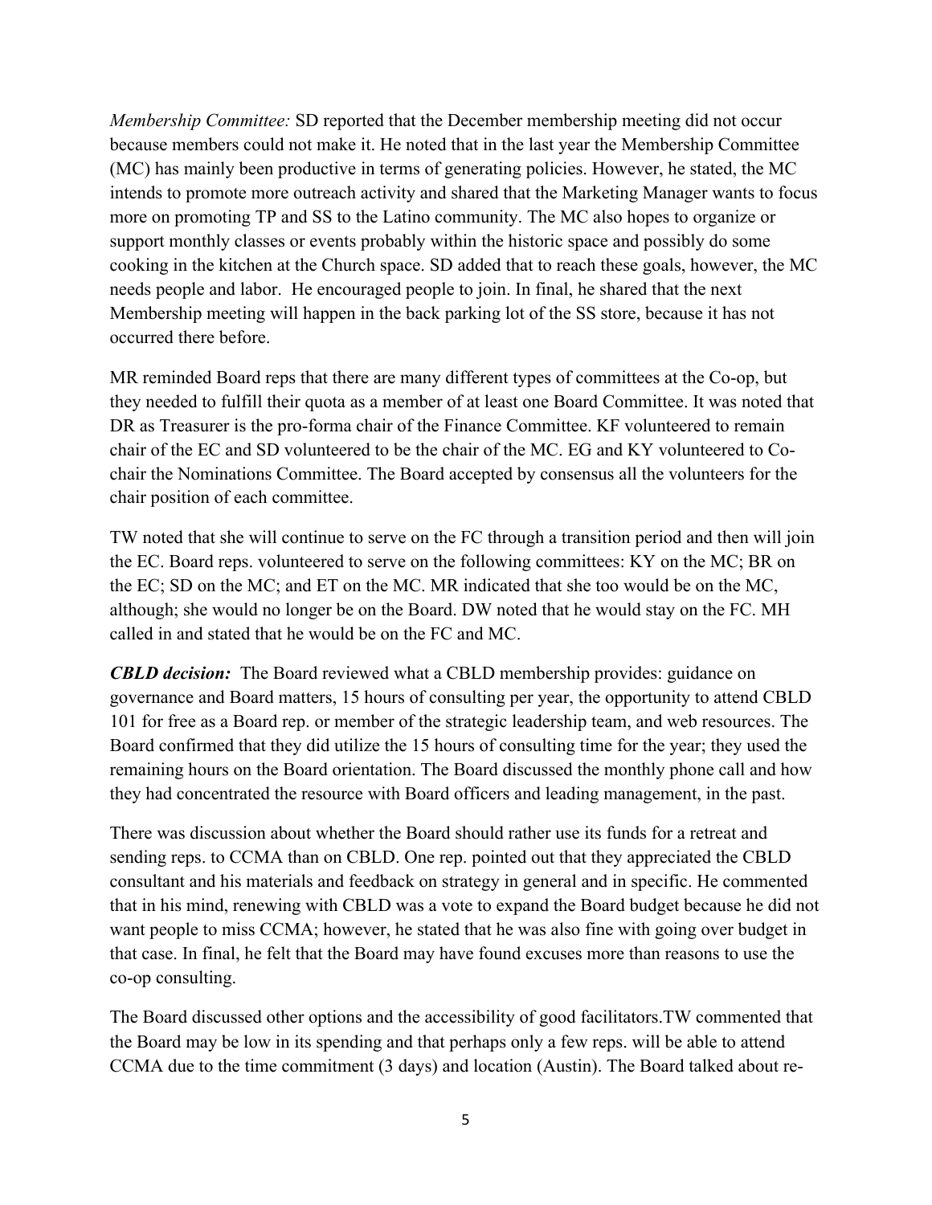*Membership Committee:* SD reported that the December membership meeting did not occur because members could not make it. He noted that in the last year the Membership Committee (MC) has mainly been productive in terms of generating policies. However, he stated, the MC intends to promote more outreach activity and shared that the Marketing Manager wants to focus more on promoting TP and SS to the Latino community. The MC also hopes to organize or support monthly classes or events probably within the historic space and possibly do some cooking in the kitchen at the Church space. SD added that to reach these goals, however, the MC needs people and labor. He encouraged people to join. In final, he shared that the next Membership meeting will happen in the back parking lot of the SS store, because it has not occurred there before.

MR reminded Board reps that there are many different types of committees at the Co-op, but they needed to fulfill their quota as a member of at least one Board Committee. It was noted that DR as Treasurer is the pro-forma chair of the Finance Committee. KF volunteered to remain chair of the EC and SD volunteered to be the chair of the MC. EG and KY volunteered to Co-chair the Nominations Committee. The Board accepted by consensus all the volunteers for the chair position of each committee.

TW noted that she will continue to serve on the FC through a transition period and then will join the EC. Board reps. volunteered to serve on the following committees: KY on the MC; BR on the EC; SD on the MC; and ET on the MC. MR indicated that she too would be on the MC, although; she would no longer be on the Board. DW noted that he would stay on the FC. MH called in and stated that he would be on the FC and MC.

***CBLD decision:*** The Board reviewed what a CBLD membership provides: guidance on governance and Board matters, 15 hours of consulting per year, the opportunity to attend CBLD 101 for free as a Board rep. or member of the strategic leadership team, and web resources. The Board confirmed that they did utilize the 15 hours of consulting time for the year; they used the remaining hours on the Board orientation. The Board discussed the monthly phone call and how they had concentrated the resource with Board officers and leading management, in the past.

There was discussion about whether the Board should rather use its funds for a retreat and sending reps. to CCMA than on CBLD. One rep. pointed out that they appreciated the CBLD consultant and his materials and feedback on strategy in general and in specific. He commented that in his mind, renewing with CBLD was a vote to expand the Board budget because he did not want people to miss CCMA; however, he stated that he was also fine with going over budget in that case. In final, he felt that the Board may have found excuses more than reasons to use the co-op consulting.

The Board discussed other options and the accessibility of good facilitators.TW commented that the Board may be low in its spending and that perhaps only a few reps. will be able to attend CCMA due to the time commitment (3 days) and location (Austin). The Board talked about re-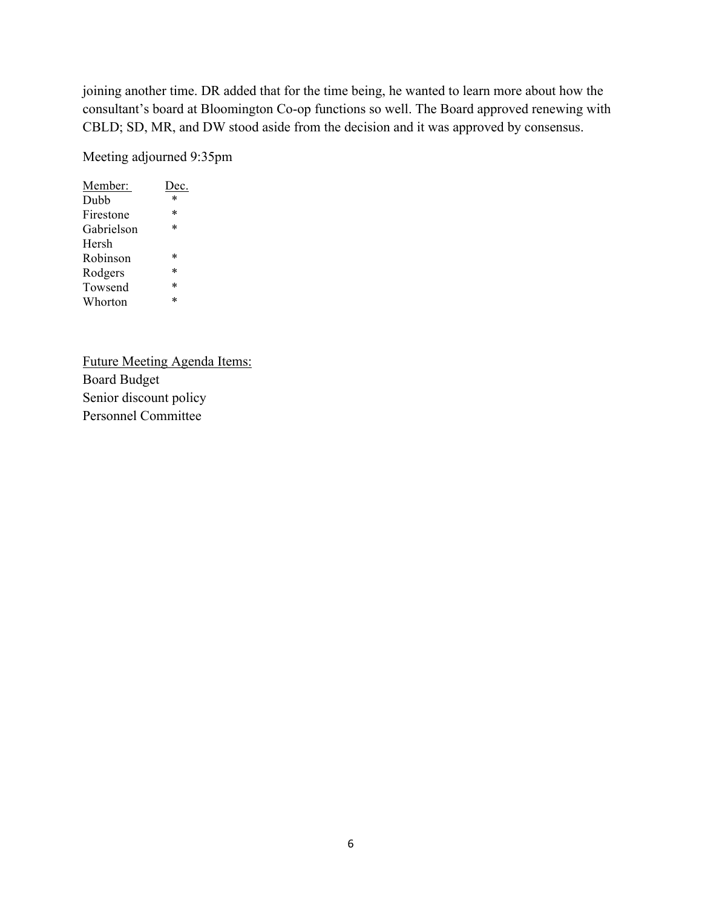joining another time. DR added that for the time being, he wanted to learn more about how the consultant's board at Bloomington Co-op functions so well. The Board approved renewing with CBLD; SD, MR, and DW stood aside from the decision and it was approved by consensus.

Meeting adjourned 9:35pm

| Member: | Dec. |
|---|---|
| Dubb | * |
| Firestone | * |
| Gabrielson | * |
| Hersh | |
| Robinson | * |
| Rodgers | * |
| Towsend | * |
| Whorton | * |

Future Meeting Agenda Items:

Board Budget
Senior discount policy
Personnel Committee